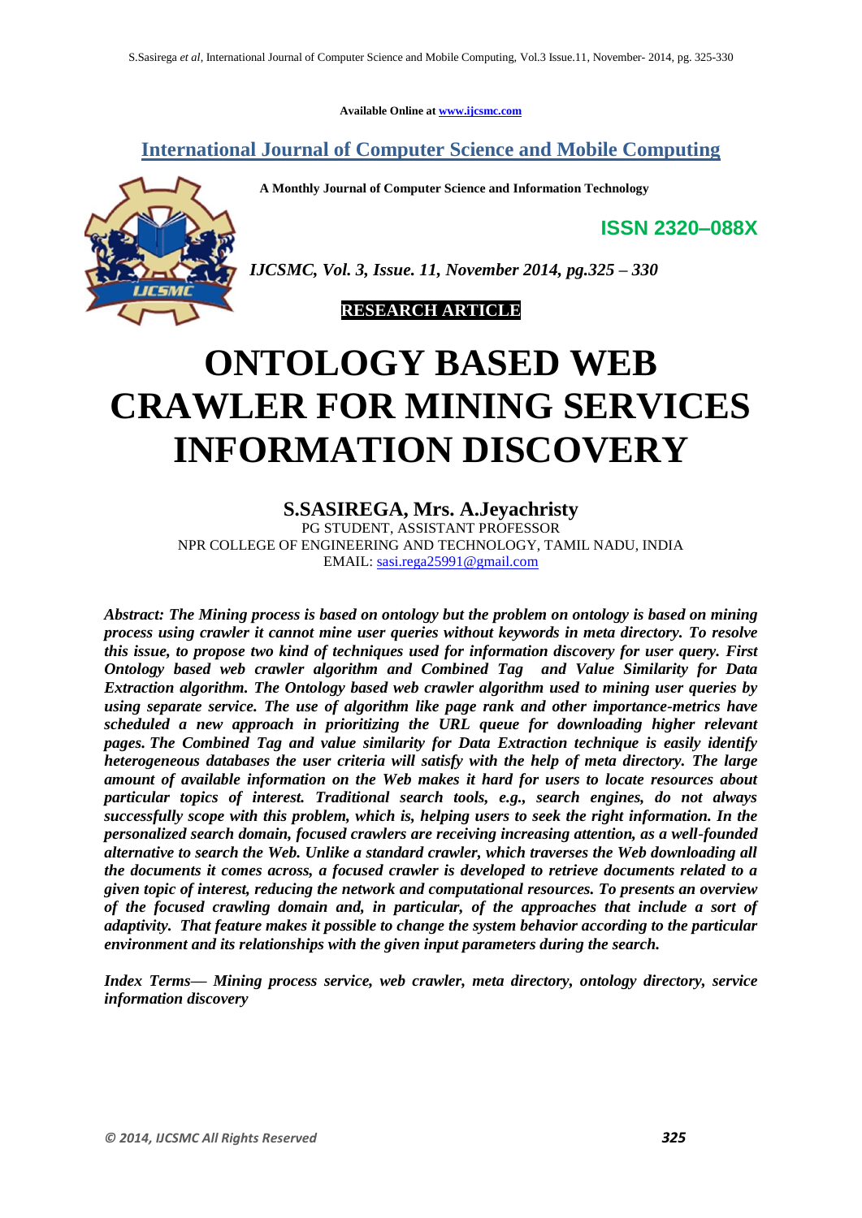Available Online at www.ijcsmc.com

## International Journal of Computer Science and Mobile Computing

**A Monthly Journal of Computer Science and Information Technology**

**ISSN 2320–088X**

*IJCSMC, Vol. 3, Issue. 11, November 2014, pg.325 – 330*

**RESEARCH ARTICLE**

# ONTOLOGY BASED WEB CRAWLER FOR MINING SERVICES INFORMATION DISCOVERY

**S.SASIREGA, Mrs. A.Jeyachristy**

PG STUDENT, ASSISTANT PROFESSOR

NPR COLLEGE OF ENGINEERING AND TECHNOLOGY, TAMIL NADU, INDIA

EMAIL: sasi.rega25991@gmail.com

***Abstract: The Mining process is based on ontology but the problem on ontology is based on mining process using crawler it cannot mine user queries without keywords in meta directory. To resolve this issue, to propose two kind of techniques used for information discovery for user query. First Ontology based web crawler algorithm and Combined Tag and Value Similarity for Data Extraction algorithm. The Ontology based web crawler algorithm used to mining user queries by using separate service. The use of algorithm like page rank and other importance-metrics have scheduled a new approach in prioritizing the URL queue for downloading higher relevant pages. The Combined Tag and value similarity for Data Extraction technique is easily identify heterogeneous databases the user criteria will satisfy with the help of meta directory. The large amount of available information on the Web makes it hard for users to locate resources about particular topics of interest. Traditional search tools, e.g., search engines, do not always successfully scope with this problem, which is, helping users to seek the right information. In the personalized search domain, focused crawlers are receiving increasing attention, as a well-founded alternative to search the Web. Unlike a standard crawler, which traverses the Web downloading all the documents it comes across, a focused crawler is developed to retrieve documents related to a given topic of interest, reducing the network and computational resources. To presents an overview of the focused crawling domain and, in particular, of the approaches that include a sort of adaptivity. That feature makes it possible to change the system behavior according to the particular environment and its relationships with the given input parameters during the search.***

*Index Terms— Mining process service, web crawler, meta directory, ontology directory, service information discovery*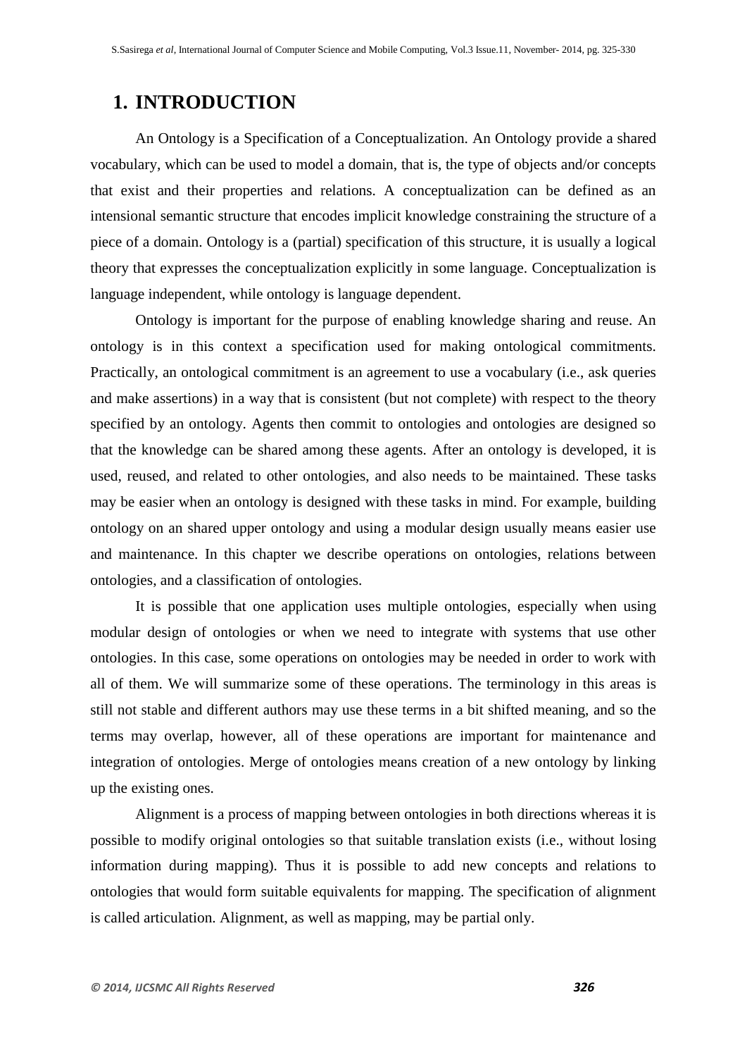# 1. INTRODUCTION

An Ontology is a Specification of a Conceptualization. An Ontology provide a shared vocabulary, which can be used to model a domain, that is, the type of objects and/or concepts that exist and their properties and relations. A conceptualization can be defined as an intensional semantic structure that encodes implicit knowledge constraining the structure of a piece of a domain. Ontology is a (partial) specification of this structure, it is usually a logical theory that expresses the conceptualization explicitly in some language. Conceptualization is language independent, while ontology is language dependent.

Ontology is important for the purpose of enabling knowledge sharing and reuse. An ontology is in this context a specification used for making ontological commitments. Practically, an ontological commitment is an agreement to use a vocabulary (i.e., ask queries and make assertions) in a way that is consistent (but not complete) with respect to the theory specified by an ontology. Agents then commit to ontologies and ontologies are designed so that the knowledge can be shared among these agents. After an ontology is developed, it is used, reused, and related to other ontologies, and also needs to be maintained. These tasks may be easier when an ontology is designed with these tasks in mind. For example, building ontology on an shared upper ontology and using a modular design usually means easier use and maintenance. In this chapter we describe operations on ontologies, relations between ontologies, and a classification of ontologies.

It is possible that one application uses multiple ontologies, especially when using modular design of ontologies or when we need to integrate with systems that use other ontologies. In this case, some operations on ontologies may be needed in order to work with all of them. We will summarize some of these operations. The terminology in this areas is still not stable and different authors may use these terms in a bit shifted meaning, and so the terms may overlap, however, all of these operations are important for maintenance and integration of ontologies. Merge of ontologies means creation of a new ontology by linking up the existing ones.

Alignment is a process of mapping between ontologies in both directions whereas it is possible to modify original ontologies so that suitable translation exists (i.e., without losing information during mapping). Thus it is possible to add new concepts and relations to ontologies that would form suitable equivalents for mapping. The specification of alignment is called articulation. Alignment, as well as mapping, may be partial only.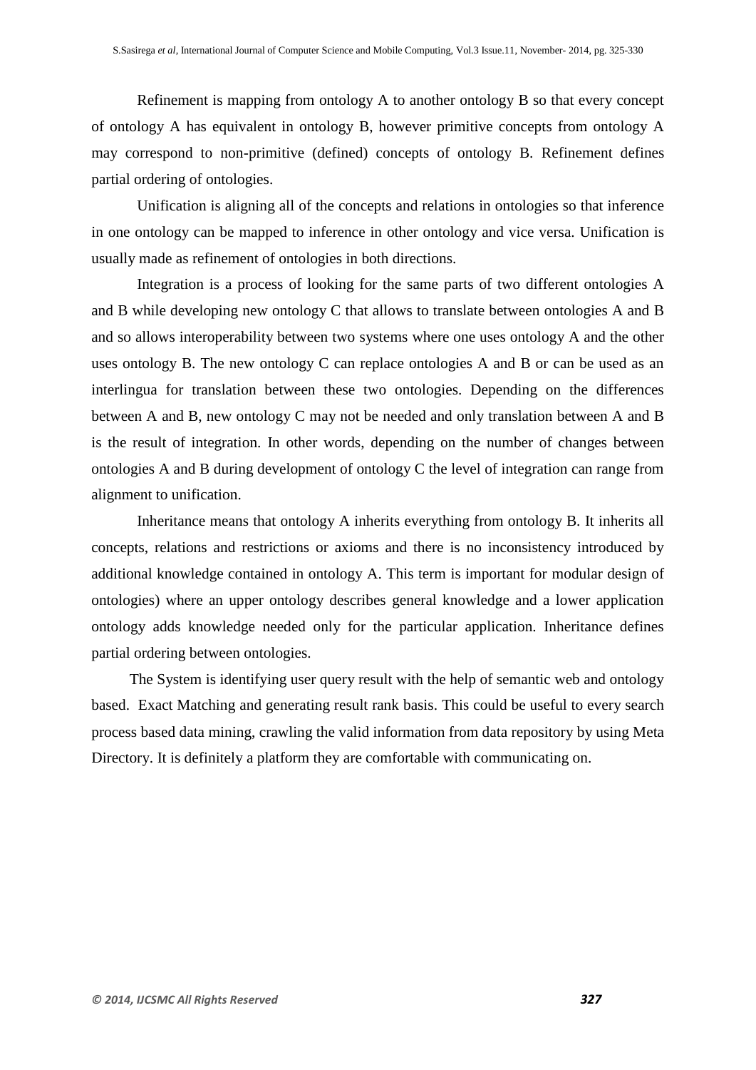Refinement is mapping from ontology A to another ontology B so that every concept of ontology A has equivalent in ontology B, however primitive concepts from ontology A may correspond to non-primitive (defined) concepts of ontology B. Refinement defines partial ordering of ontologies.

Unification is aligning all of the concepts and relations in ontologies so that inference in one ontology can be mapped to inference in other ontology and vice versa. Unification is usually made as refinement of ontologies in both directions.

Integration is a process of looking for the same parts of two different ontologies A and B while developing new ontology C that allows to translate between ontologies A and B and so allows interoperability between two systems where one uses ontology A and the other uses ontology B. The new ontology C can replace ontologies A and B or can be used as an interlingua for translation between these two ontologies. Depending on the differences between A and B, new ontology C may not be needed and only translation between A and B is the result of integration. In other words, depending on the number of changes between ontologies A and B during development of ontology C the level of integration can range from alignment to unification.

Inheritance means that ontology A inherits everything from ontology B. It inherits all concepts, relations and restrictions or axioms and there is no inconsistency introduced by additional knowledge contained in ontology A. This term is important for modular design of ontologies) where an upper ontology describes general knowledge and a lower application ontology adds knowledge needed only for the particular application. Inheritance defines partial ordering between ontologies.

The System is identifying user query result with the help of semantic web and ontology based. Exact Matching and generating result rank basis. This could be useful to every search process based data mining, crawling the valid information from data repository by using Meta Directory. It is definitely a platform they are comfortable with communicating on.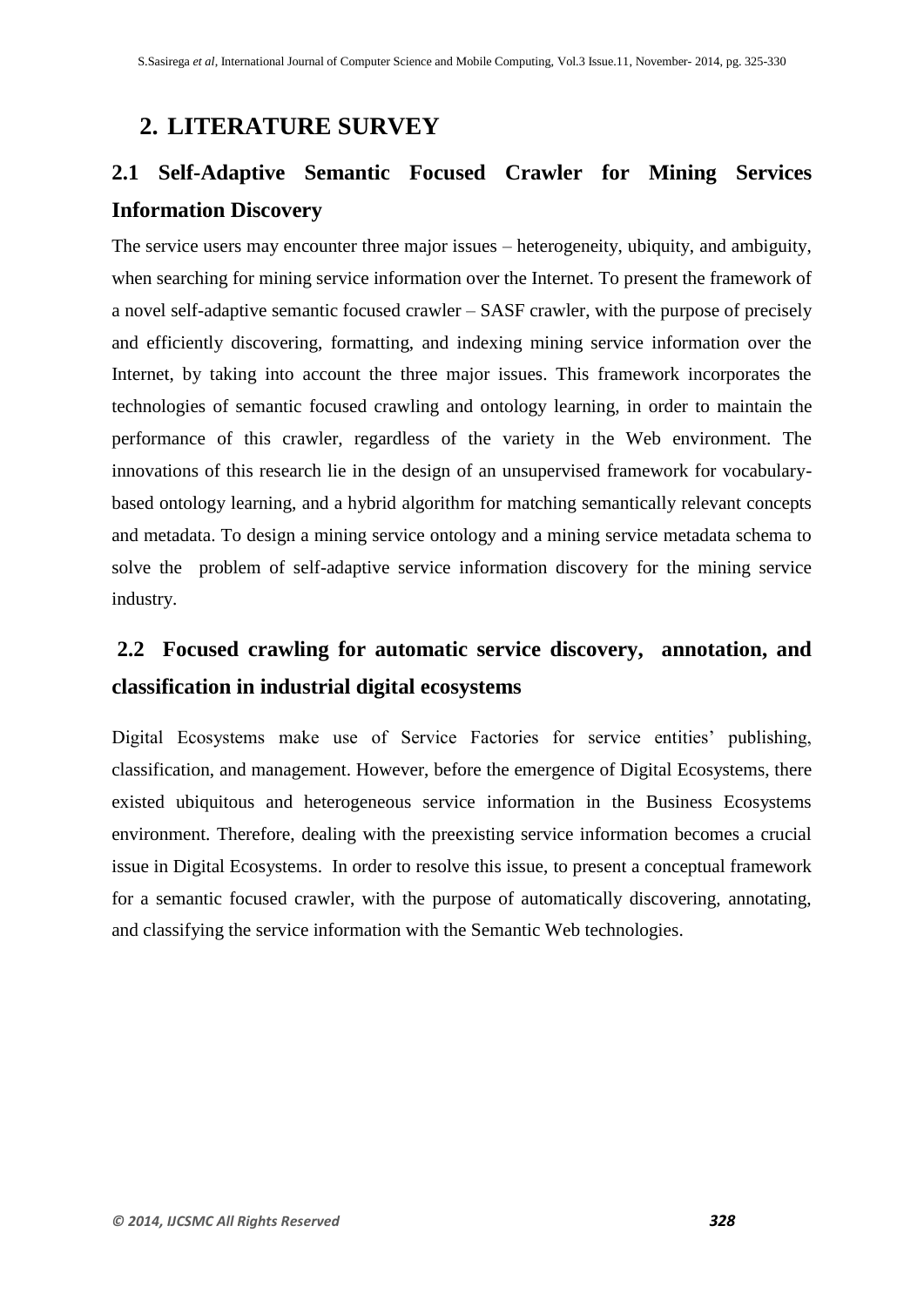# 2. LITERATURE SURVEY

## 2.1 Self-Adaptive Semantic Focused Crawler for Mining Services Information Discovery

The service users may encounter three major issues – heterogeneity, ubiquity, and ambiguity, when searching for mining service information over the Internet. To present the framework of a novel self-adaptive semantic focused crawler – SASF crawler, with the purpose of precisely and efficiently discovering, formatting, and indexing mining service information over the Internet, by taking into account the three major issues. This framework incorporates the technologies of semantic focused crawling and ontology learning, in order to maintain the performance of this crawler, regardless of the variety in the Web environment. The innovations of this research lie in the design of an unsupervised framework for vocabulary-based ontology learning, and a hybrid algorithm for matching semantically relevant concepts and metadata. To design a mining service ontology and a mining service metadata schema to solve the problem of self-adaptive service information discovery for the mining service industry.

## 2.2 Focused crawling for automatic service discovery, annotation, and classification in industrial digital ecosystems

Digital Ecosystems make use of Service Factories for service entities' publishing, classification, and management. However, before the emergence of Digital Ecosystems, there existed ubiquitous and heterogeneous service information in the Business Ecosystems environment. Therefore, dealing with the preexisting service information becomes a crucial issue in Digital Ecosystems. In order to resolve this issue, to present a conceptual framework for a semantic focused crawler, with the purpose of automatically discovering, annotating, and classifying the service information with the Semantic Web technologies.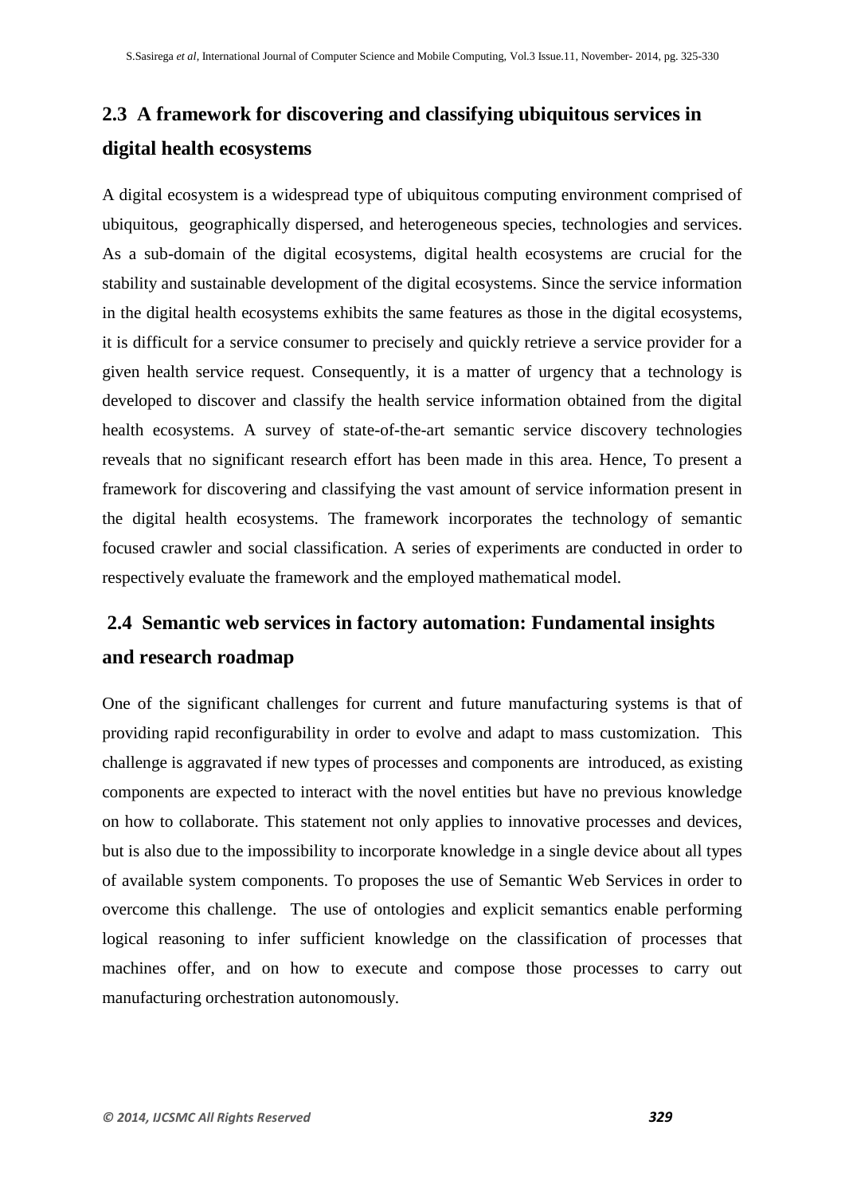## 2.3 A framework for discovering and classifying ubiquitous services in digital health ecosystems

A digital ecosystem is a widespread type of ubiquitous computing environment comprised of ubiquitous, geographically dispersed, and heterogeneous species, technologies and services. As a sub-domain of the digital ecosystems, digital health ecosystems are crucial for the stability and sustainable development of the digital ecosystems. Since the service information in the digital health ecosystems exhibits the same features as those in the digital ecosystems, it is difficult for a service consumer to precisely and quickly retrieve a service provider for a given health service request. Consequently, it is a matter of urgency that a technology is developed to discover and classify the health service information obtained from the digital health ecosystems. A survey of state-of-the-art semantic service discovery technologies reveals that no significant research effort has been made in this area. Hence, To present a framework for discovering and classifying the vast amount of service information present in the digital health ecosystems. The framework incorporates the technology of semantic focused crawler and social classification. A series of experiments are conducted in order to respectively evaluate the framework and the employed mathematical model.

## 2.4 Semantic web services in factory automation: Fundamental insights and research roadmap

One of the significant challenges for current and future manufacturing systems is that of providing rapid reconfigurability in order to evolve and adapt to mass customization. This challenge is aggravated if new types of processes and components are introduced, as existing components are expected to interact with the novel entities but have no previous knowledge on how to collaborate. This statement not only applies to innovative processes and devices, but is also due to the impossibility to incorporate knowledge in a single device about all types of available system components. To proposes the use of Semantic Web Services in order to overcome this challenge. The use of ontologies and explicit semantics enable performing logical reasoning to infer sufficient knowledge on the classification of processes that machines offer, and on how to execute and compose those processes to carry out manufacturing orchestration autonomously.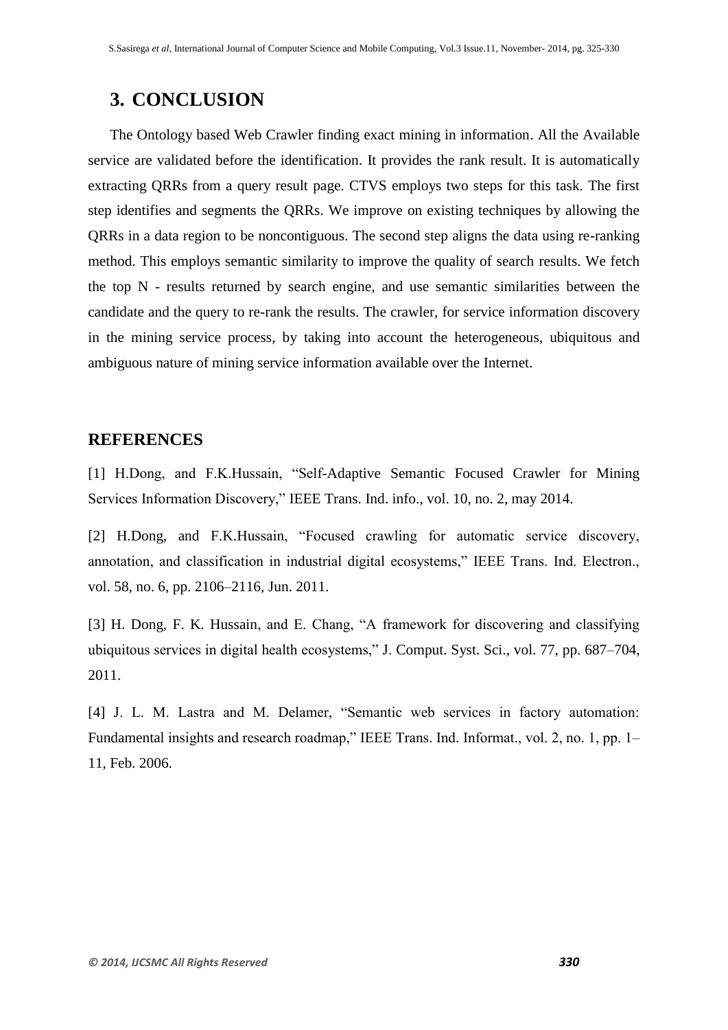## 3. CONCLUSION

The Ontology based Web Crawler finding exact mining in information. All the Available service are validated before the identification. It provides the rank result. It is automatically extracting QRRs from a query result page. CTVS employs two steps for this task. The first step identifies and segments the QRRs. We improve on existing techniques by allowing the QRRs in a data region to be noncontiguous. The second step aligns the data using re-ranking method. This employs semantic similarity to improve the quality of search results. We fetch the top N - results returned by search engine, and use semantic similarities between the candidate and the query to re-rank the results. The crawler, for service information discovery in the mining service process, by taking into account the heterogeneous, ubiquitous and ambiguous nature of mining service information available over the Internet.

## REFERENCES

[1] H.Dong, and F.K.Hussain, "Self-Adaptive Semantic Focused Crawler for Mining Services Information Discovery," IEEE Trans. Ind. info., vol. 10, no. 2, may 2014.

[2] H.Dong, and F.K.Hussain, "Focused crawling for automatic service discovery, annotation, and classification in industrial digital ecosystems," IEEE Trans. Ind. Electron., vol. 58, no. 6, pp. 2106–2116, Jun. 2011.

[3] H. Dong, F. K. Hussain, and E. Chang, "A framework for discovering and classifying ubiquitous services in digital health ecosystems," J. Comput. Syst. Sci., vol. 77, pp. 687–704, 2011.

[4] J. L. M. Lastra and M. Delamer, "Semantic web services in factory automation: Fundamental insights and research roadmap," IEEE Trans. Ind. Informat., vol. 2, no. 1, pp. 1–11, Feb. 2006.